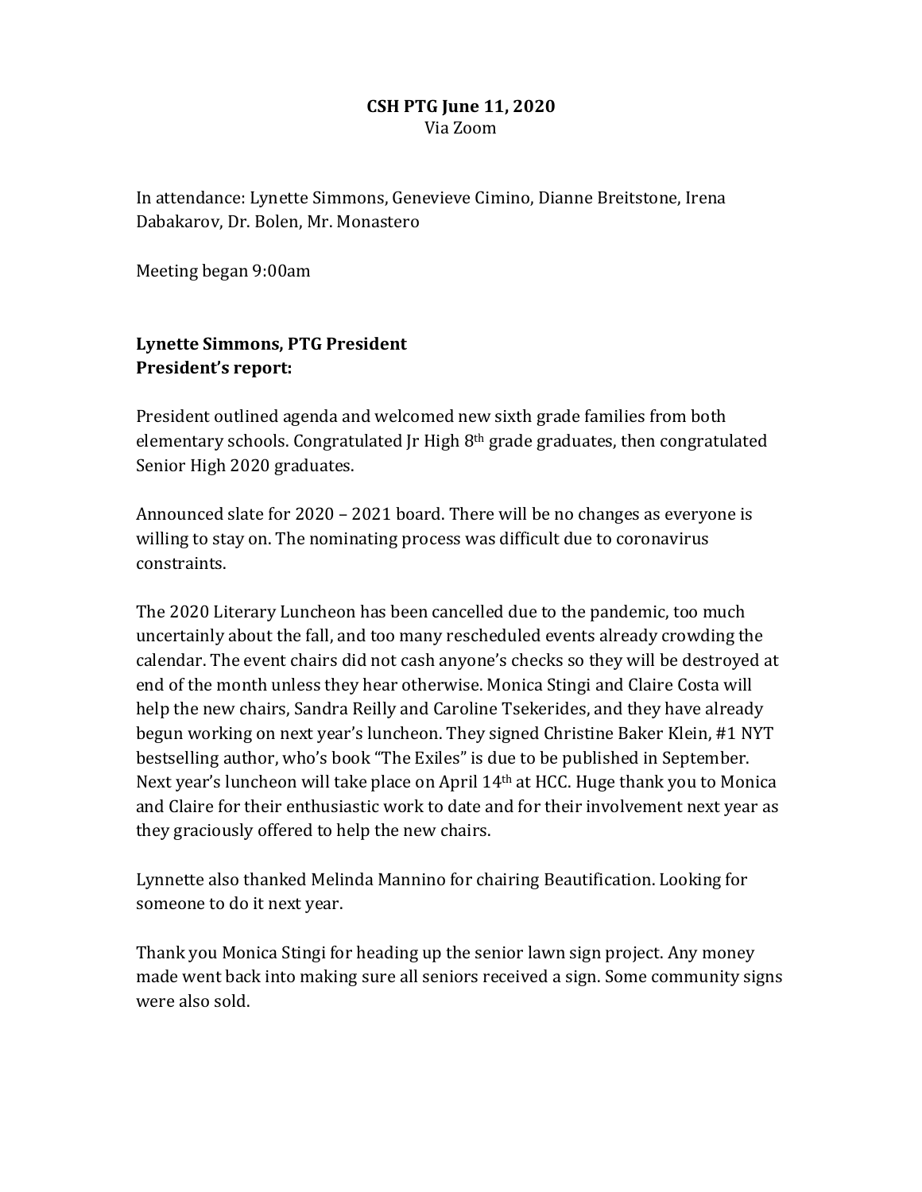**CSH PTG June 11, 2020**
Via Zoom

In attendance: Lynette Simmons, Genevieve Cimino, Dianne Breitstone, Irena Dabakarov, Dr. Bolen, Mr. Monastero

Meeting began 9:00am

**Lynette Simmons, PTG President**
**President's report:**

President outlined agenda and welcomed new sixth grade families from both elementary schools. Congratulated Jr High 8th grade graduates, then congratulated Senior High 2020 graduates.

Announced slate for 2020 – 2021 board. There will be no changes as everyone is willing to stay on. The nominating process was difficult due to coronavirus constraints.

The 2020 Literary Luncheon has been cancelled due to the pandemic, too much uncertainly about the fall, and too many rescheduled events already crowding the calendar. The event chairs did not cash anyone's checks so they will be destroyed at end of the month unless they hear otherwise. Monica Stingi and Claire Costa will help the new chairs, Sandra Reilly and Caroline Tsekerides, and they have already begun working on next year's luncheon. They signed Christine Baker Klein, #1 NYT bestselling author, who's book "The Exiles" is due to be published in September. Next year's luncheon will take place on April 14th at HCC. Huge thank you to Monica and Claire for their enthusiastic work to date and for their involvement next year as they graciously offered to help the new chairs.

Lynnette also thanked Melinda Mannino for chairing Beautification. Looking for someone to do it next year.

Thank you Monica Stingi for heading up the senior lawn sign project. Any money made went back into making sure all seniors received a sign. Some community signs were also sold.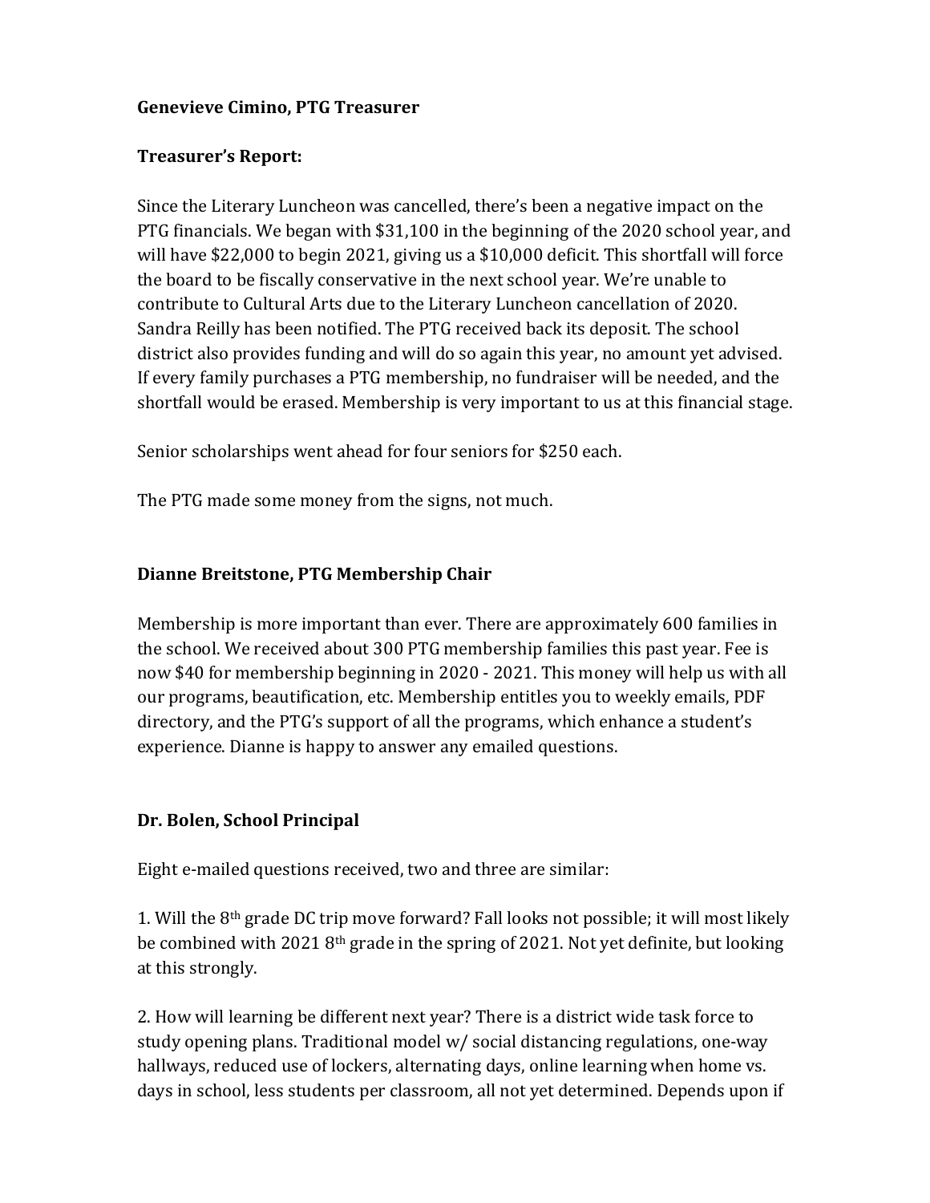**Genevieve Cimino, PTG Treasurer**

**Treasurer's Report:**

Since the Literary Luncheon was cancelled, there's been a negative impact on the PTG financials. We began with $31,100 in the beginning of the 2020 school year, and will have $22,000 to begin 2021, giving us a $10,000 deficit. This shortfall will force the board to be fiscally conservative in the next school year. We're unable to contribute to Cultural Arts due to the Literary Luncheon cancellation of 2020. Sandra Reilly has been notified. The PTG received back its deposit. The school district also provides funding and will do so again this year, no amount yet advised. If every family purchases a PTG membership, no fundraiser will be needed, and the shortfall would be erased. Membership is very important to us at this financial stage.

Senior scholarships went ahead for four seniors for $250 each.

The PTG made some money from the signs, not much.

**Dianne Breitstone, PTG Membership Chair**

Membership is more important than ever. There are approximately 600 families in the school. We received about 300 PTG membership families this past year. Fee is now $40 for membership beginning in 2020 - 2021. This money will help us with all our programs, beautification, etc. Membership entitles you to weekly emails, PDF directory, and the PTG's support of all the programs, which enhance a student's experience. Dianne is happy to answer any emailed questions.

**Dr. Bolen, School Principal**

Eight e-mailed questions received, two and three are similar:

1. Will the 8th grade DC trip move forward? Fall looks not possible; it will most likely be combined with 2021 8th grade in the spring of 2021. Not yet definite, but looking at this strongly.

2. How will learning be different next year? There is a district wide task force to study opening plans. Traditional model w/ social distancing regulations, one-way hallways, reduced use of lockers, alternating days, online learning when home vs. days in school, less students per classroom, all not yet determined. Depends upon if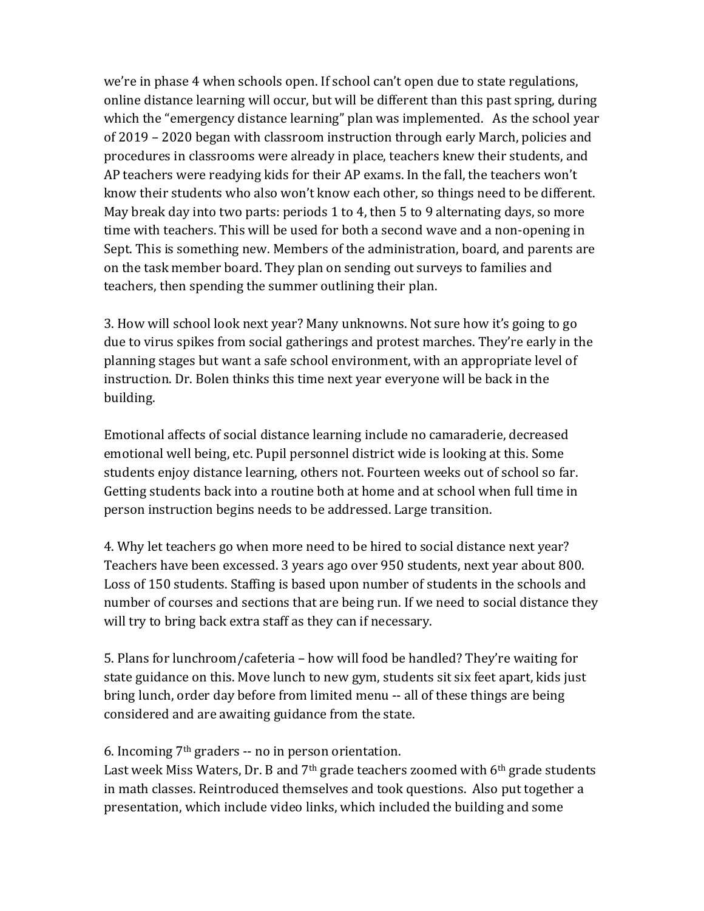we're in phase 4 when schools open. If school can't open due to state regulations, online distance learning will occur, but will be different than this past spring, during which the "emergency distance learning" plan was implemented. As the school year of 2019 – 2020 began with classroom instruction through early March, policies and procedures in classrooms were already in place, teachers knew their students, and AP teachers were readying kids for their AP exams. In the fall, the teachers won't know their students who also won't know each other, so things need to be different. May break day into two parts: periods 1 to 4, then 5 to 9 alternating days, so more time with teachers. This will be used for both a second wave and a non-opening in Sept. This is something new. Members of the administration, board, and parents are on the task member board. They plan on sending out surveys to families and teachers, then spending the summer outlining their plan.

3. How will school look next year? Many unknowns. Not sure how it's going to go due to virus spikes from social gatherings and protest marches. They're early in the planning stages but want a safe school environment, with an appropriate level of instruction. Dr. Bolen thinks this time next year everyone will be back in the building.

Emotional affects of social distance learning include no camaraderie, decreased emotional well being, etc. Pupil personnel district wide is looking at this. Some students enjoy distance learning, others not. Fourteen weeks out of school so far. Getting students back into a routine both at home and at school when full time in person instruction begins needs to be addressed. Large transition.

4. Why let teachers go when more need to be hired to social distance next year? Teachers have been excessed. 3 years ago over 950 students, next year about 800. Loss of 150 students. Staffing is based upon number of students in the schools and number of courses and sections that are being run. If we need to social distance they will try to bring back extra staff as they can if necessary.

5. Plans for lunchroom/cafeteria – how will food be handled? They're waiting for state guidance on this. Move lunch to new gym, students sit six feet apart, kids just bring lunch, order day before from limited menu -- all of these things are being considered and are awaiting guidance from the state.

6. Incoming 7th graders -- no in person orientation.
Last week Miss Waters, Dr. B and 7th grade teachers zoomed with 6th grade students in math classes. Reintroduced themselves and took questions. Also put together a presentation, which include video links, which included the building and some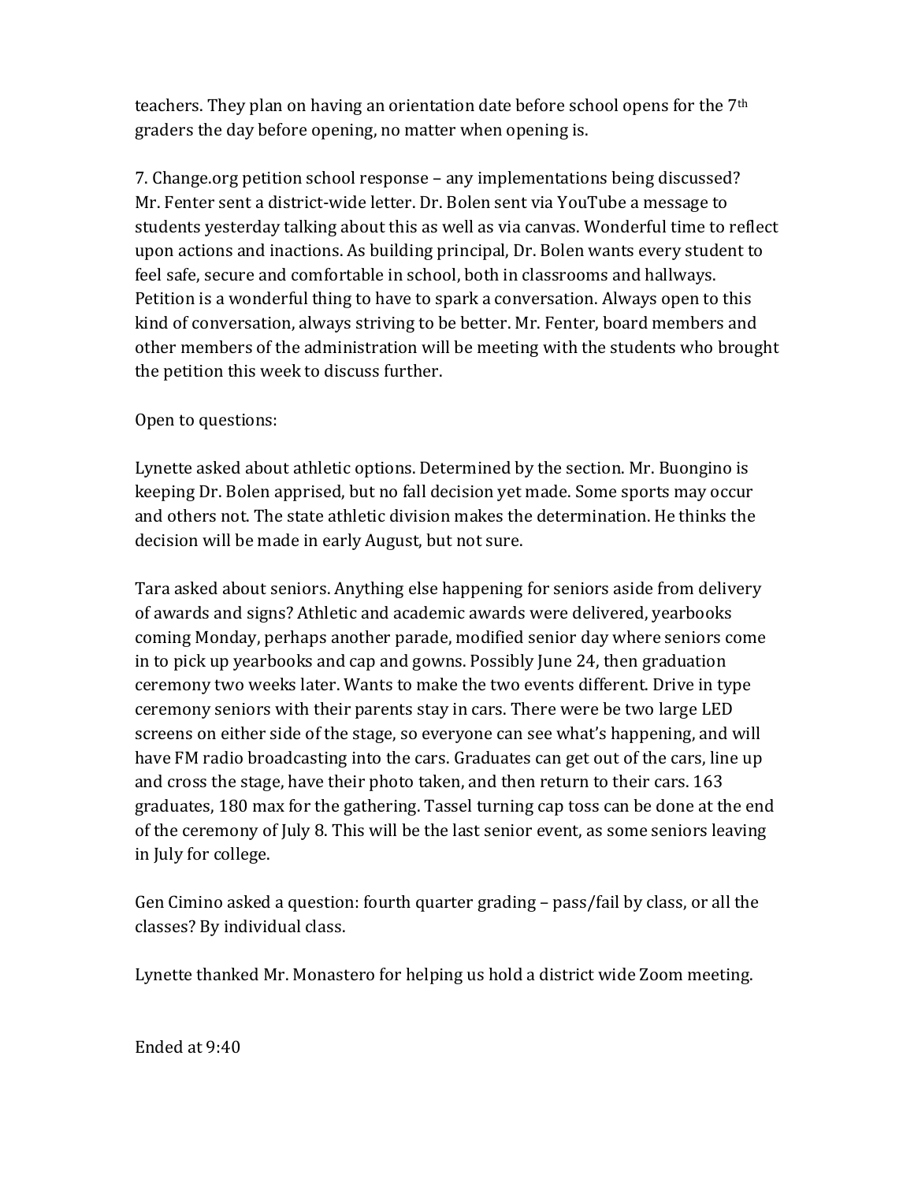teachers. They plan on having an orientation date before school opens for the 7th graders the day before opening, no matter when opening is.

7. Change.org petition school response – any implementations being discussed? Mr. Fenter sent a district-wide letter. Dr. Bolen sent via YouTube a message to students yesterday talking about this as well as via canvas. Wonderful time to reflect upon actions and inactions. As building principal, Dr. Bolen wants every student to feel safe, secure and comfortable in school, both in classrooms and hallways. Petition is a wonderful thing to have to spark a conversation. Always open to this kind of conversation, always striving to be better. Mr. Fenter, board members and other members of the administration will be meeting with the students who brought the petition this week to discuss further.

Open to questions:

Lynette asked about athletic options. Determined by the section. Mr. Buongino is keeping Dr. Bolen apprised, but no fall decision yet made. Some sports may occur and others not. The state athletic division makes the determination. He thinks the decision will be made in early August, but not sure.

Tara asked about seniors. Anything else happening for seniors aside from delivery of awards and signs? Athletic and academic awards were delivered, yearbooks coming Monday, perhaps another parade, modified senior day where seniors come in to pick up yearbooks and cap and gowns. Possibly June 24, then graduation ceremony two weeks later. Wants to make the two events different. Drive in type ceremony seniors with their parents stay in cars. There were be two large LED screens on either side of the stage, so everyone can see what's happening, and will have FM radio broadcasting into the cars. Graduates can get out of the cars, line up and cross the stage, have their photo taken, and then return to their cars. 163 graduates, 180 max for the gathering. Tassel turning cap toss can be done at the end of the ceremony of July 8. This will be the last senior event, as some seniors leaving in July for college.

Gen Cimino asked a question: fourth quarter grading – pass/fail by class, or all the classes? By individual class.

Lynette thanked Mr. Monastero for helping us hold a district wide Zoom meeting.

Ended at 9:40